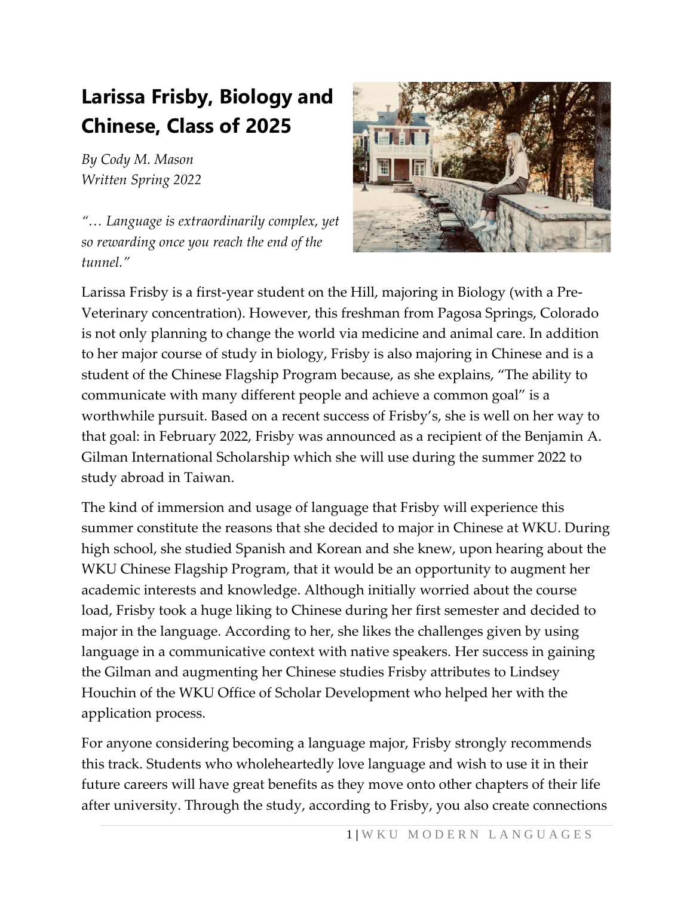# Larissa Frisby, Biology and Chinese, Class of 2025

*By Cody M. Mason*
*Written Spring 2022*

*"… Language is extraordinarily complex, yet so rewarding once you reach the end of the tunnel."*

Larissa Frisby is a first-year student on the Hill, majoring in Biology (with a Pre-Veterinary concentration). However, this freshman from Pagosa Springs, Colorado is not only planning to change the world via medicine and animal care. In addition to her major course of study in biology, Frisby is also majoring in Chinese and is a student of the Chinese Flagship Program because, as she explains, "The ability to communicate with many different people and achieve a common goal" is a worthwhile pursuit. Based on a recent success of Frisby's, she is well on her way to that goal: in February 2022, Frisby was announced as a recipient of the Benjamin A. Gilman International Scholarship which she will use during the summer 2022 to study abroad in Taiwan.

The kind of immersion and usage of language that Frisby will experience this summer constitute the reasons that she decided to major in Chinese at WKU. During high school, she studied Spanish and Korean and she knew, upon hearing about the WKU Chinese Flagship Program, that it would be an opportunity to augment her academic interests and knowledge. Although initially worried about the course load, Frisby took a huge liking to Chinese during her first semester and decided to major in the language. According to her, she likes the challenges given by using language in a communicative context with native speakers. Her success in gaining the Gilman and augmenting her Chinese studies Frisby attributes to Lindsey Houchin of the WKU Office of Scholar Development who helped her with the application process.

For anyone considering becoming a language major, Frisby strongly recommends this track. Students who wholeheartedly love language and wish to use it in their future careers will have great benefits as they move onto other chapters of their life after university. Through the study, according to Frisby, you also create connections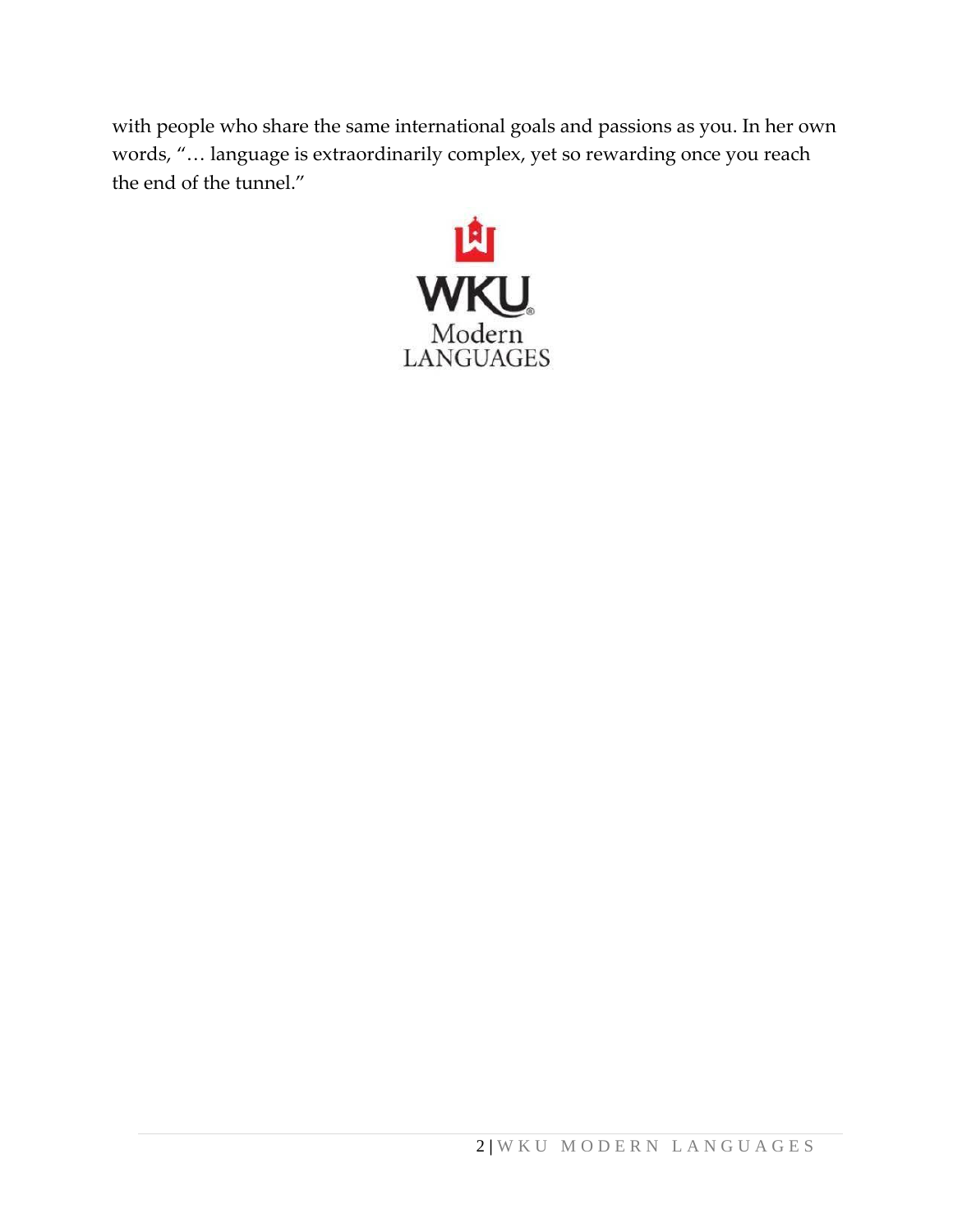with people who share the same international goals and passions as you. In her own words, "… language is extraordinarily complex, yet so rewarding once you reach the end of the tunnel."

WKU

Modern
LANGUAGES